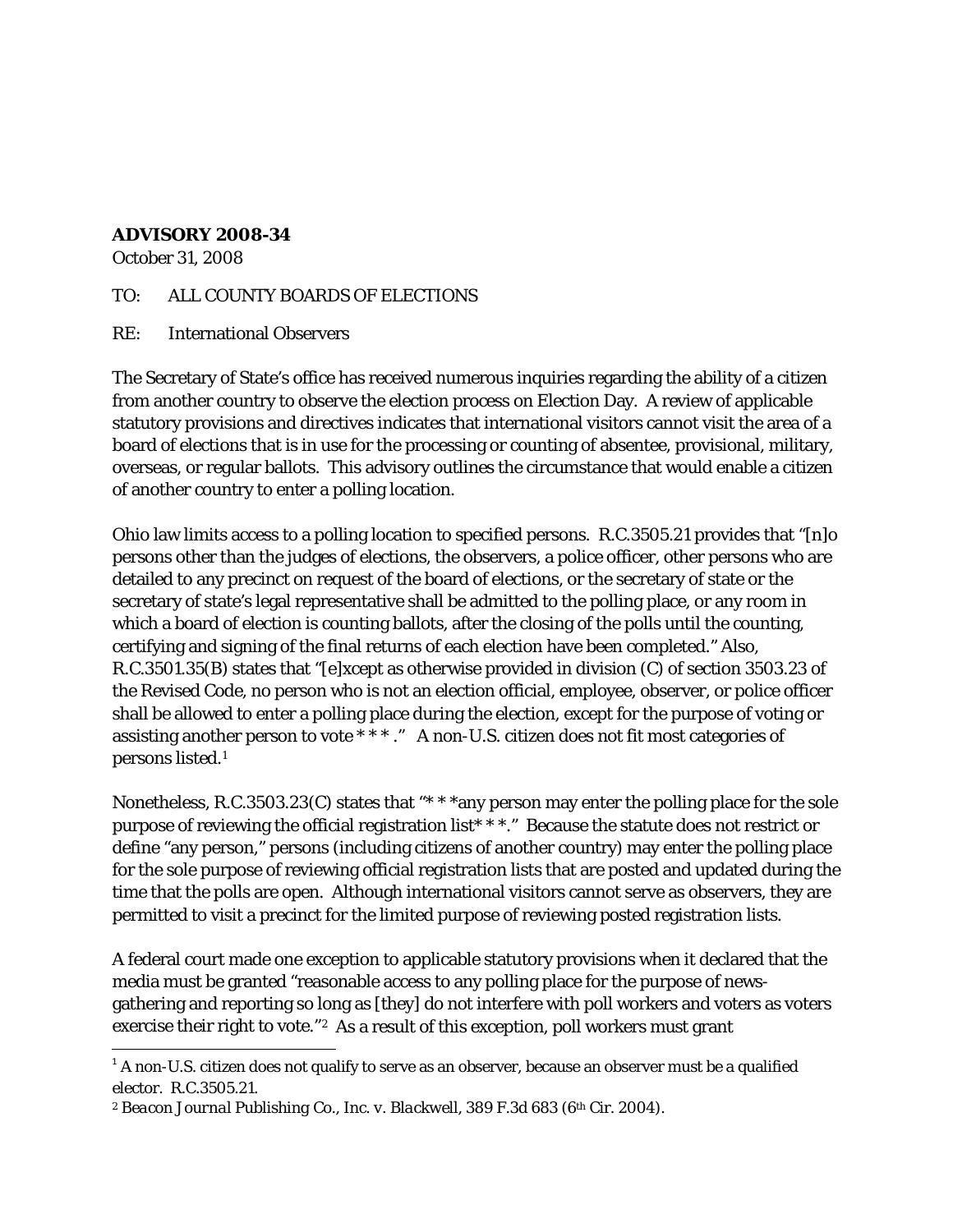**ADVISORY 2008-34**
October 31, 2008

TO: ALL COUNTY BOARDS OF ELECTIONS

RE: International Observers

The Secretary of State's office has received numerous inquiries regarding the ability of a citizen from another country to observe the election process on Election Day. A review of applicable statutory provisions and directives indicates that international visitors cannot visit the area of a board of elections that is in use for the processing or counting of absentee, provisional, military, overseas, or regular ballots. This advisory outlines the circumstance that would enable a citizen of another country to enter a polling location.

Ohio law limits access to a polling location to specified persons. R.C.3505.21 provides that "[n]o persons other than the judges of elections, the observers, a police officer, other persons who are detailed to any precinct on request of the board of elections, or the secretary of state or the secretary of state's legal representative shall be admitted to the polling place, or any room in which a board of election is counting ballots, after the closing of the polls until the counting, certifying and signing of the final returns of each election have been completed." Also, R.C.3501.35(B) states that "[e]xcept as otherwise provided in division (C) of section 3503.23 of the Revised Code, no person who is not an election official, employee, observer, or police officer shall be allowed to enter a polling place during the election, except for the purpose of voting or assisting another person to vote * * * ." A non-U.S. citizen does not fit most categories of persons listed.[1]

Nonetheless, R.C.3503.23(C) states that "* * *any person may enter the polling place for the sole purpose of reviewing the official registration list* * *." Because the statute does not restrict or define "any person," persons (including citizens of another country) may enter the polling place for the sole purpose of reviewing official registration lists that are posted and updated during the time that the polls are open. Although international visitors cannot serve as observers, they are permitted to visit a precinct for the limited purpose of reviewing posted registration lists.

A federal court made one exception to applicable statutory provisions when it declared that the media must be granted "reasonable access to any polling place for the purpose of news-gathering and reporting so long as [they] do not interfere with poll workers and voters as voters exercise their right to vote."[2] As a result of this exception, poll workers must grant

[1] A non-U.S. citizen does not qualify to serve as an observer, because an observer must be a qualified elector. R.C.3505.21.

[2] *Beacon Journal Publishing Co., Inc. v. Blackwell*, 389 F.3d 683 (6th Cir. 2004).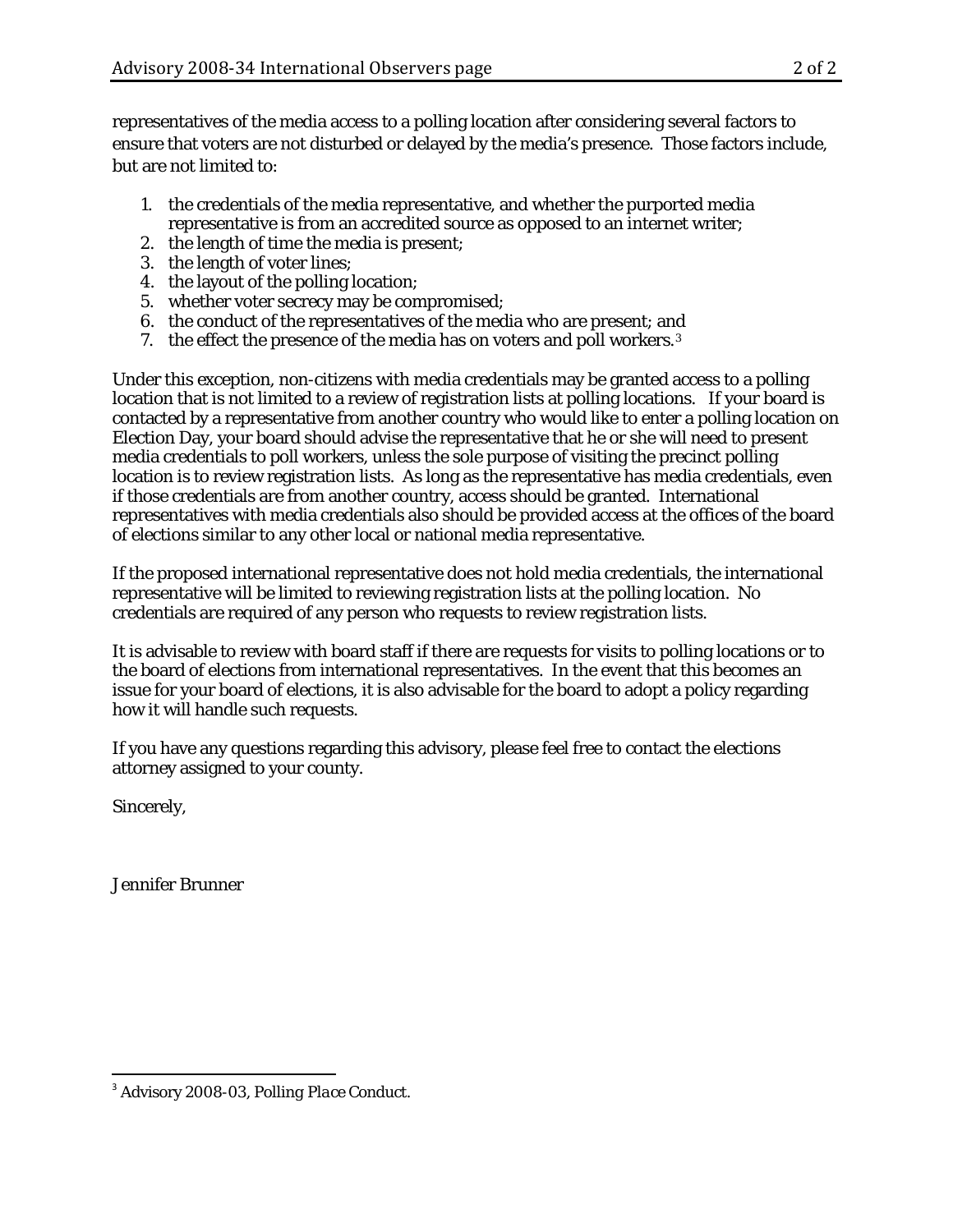representatives of the media access to a polling location after considering several factors to ensure that voters are not disturbed or delayed by the media's presence. Those factors include, but are not limited to:

1. the credentials of the media representative, and whether the purported media representative is from an accredited source as opposed to an internet writer;
2. the length of time the media is present;
3. the length of voter lines;
4. the layout of the polling location;
5. whether voter secrecy may be compromised;
6. the conduct of the representatives of the media who are present; and
7. the effect the presence of the media has on voters and poll workers.[3]

Under this exception, non-citizens with media credentials may be granted access to a polling location that is not limited to a review of registration lists at polling locations. If your board is contacted by a representative from another country who would like to enter a polling location on Election Day, your board should advise the representative that he or she will need to present media credentials to poll workers, unless the sole purpose of visiting the precinct polling location is to review registration lists. As long as the representative has media credentials, even if those credentials are from another country, access should be granted. International representatives with media credentials also should be provided access at the offices of the board of elections similar to any other local or national media representative.

If the proposed international representative does not hold media credentials, the international representative will be limited to reviewing registration lists at the polling location. No credentials are required of any person who requests to review registration lists.

It is advisable to review with board staff if there are requests for visits to polling locations or to the board of elections from international representatives. In the event that this becomes an issue for your board of elections, it is also advisable for the board to adopt a policy regarding how it will handle such requests.

If you have any questions regarding this advisory, please feel free to contact the elections attorney assigned to your county.

Sincerely,

Jennifer Brunner

---

[3] Advisory 2008-03, *Polling Place Conduct*.